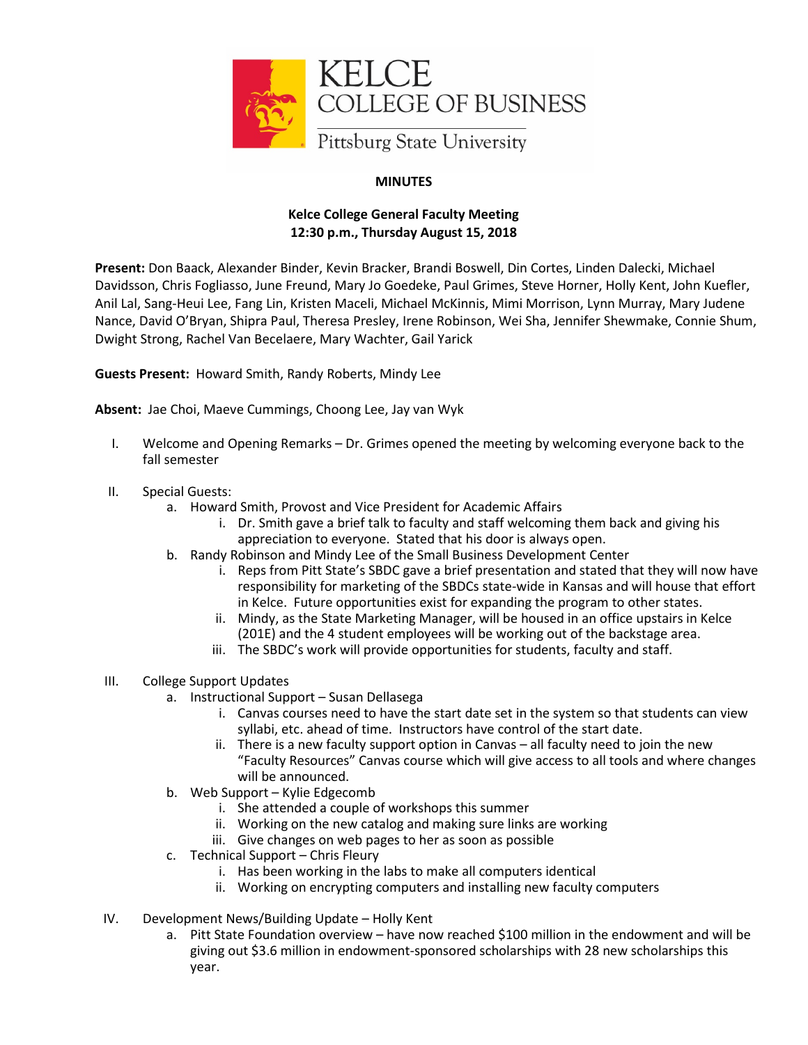KELCE
COLLEGE OF BUSINESS
Pittsburg State University

**MINUTES**

**Kelce College General Faculty Meeting**
**12:30 p.m., Thursday August 15, 2018**

**Present:** Don Baack, Alexander Binder, Kevin Bracker, Brandi Boswell, Din Cortes, Linden Dalecki, Michael Davidsson, Chris Fogliasso, June Freund, Mary Jo Goedeke, Paul Grimes, Steve Horner, Holly Kent, John Kuefler, Anil Lal, Sang-Heui Lee, Fang Lin, Kristen Maceli, Michael McKinnis, Mimi Morrison, Lynn Murray, Mary Judene Nance, David O'Bryan, Shipra Paul, Theresa Presley, Irene Robinson, Wei Sha, Jennifer Shewmake, Connie Shum, Dwight Strong, Rachel Van Becelaere, Mary Wachter, Gail Yarick

**Guests Present:** Howard Smith, Randy Roberts, Mindy Lee

**Absent:** Jae Choi, Maeve Cummings, Choong Lee, Jay van Wyk

I. Welcome and Opening Remarks – Dr. Grimes opened the meeting by welcoming everyone back to the fall semester

II. Special Guests:
   a. Howard Smith, Provost and Vice President for Academic Affairs
      i. Dr. Smith gave a brief talk to faculty and staff welcoming them back and giving his appreciation to everyone. Stated that his door is always open.
   b. Randy Robinson and Mindy Lee of the Small Business Development Center
      i. Reps from Pitt State's SBDC gave a brief presentation and stated that they will now have responsibility for marketing of the SBDCs state-wide in Kansas and will house that effort in Kelce. Future opportunities exist for expanding the program to other states.
      ii. Mindy, as the State Marketing Manager, will be housed in an office upstairs in Kelce (201E) and the 4 student employees will be working out of the backstage area.
      iii. The SBDC's work will provide opportunities for students, faculty and staff.

III. College Support Updates
   a. Instructional Support – Susan Dellasega
      i. Canvas courses need to have the start date set in the system so that students can view syllabi, etc. ahead of time. Instructors have control of the start date.
      ii. There is a new faculty support option in Canvas – all faculty need to join the new "Faculty Resources" Canvas course which will give access to all tools and where changes will be announced.
   b. Web Support – Kylie Edgecomb
      i. She attended a couple of workshops this summer
      ii. Working on the new catalog and making sure links are working
      iii. Give changes on web pages to her as soon as possible
   c. Technical Support – Chris Fleury
      i. Has been working in the labs to make all computers identical
      ii. Working on encrypting computers and installing new faculty computers

IV. Development News/Building Update – Holly Kent
   a. Pitt State Foundation overview – have now reached $100 million in the endowment and will be giving out $3.6 million in endowment-sponsored scholarships with 28 new scholarships this year.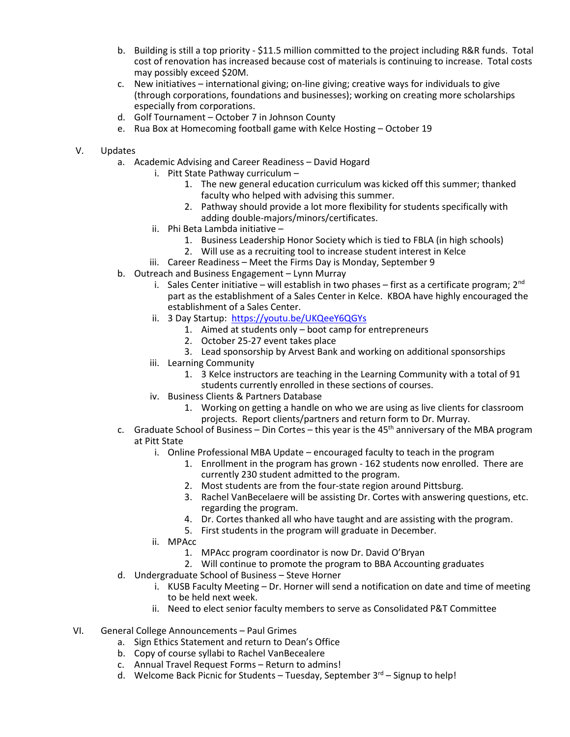b. Building is still a top priority - $11.5 million committed to the project including R&R funds. Total cost of renovation has increased because cost of materials is continuing to increase. Total costs may possibly exceed $20M.
c. New initiatives – international giving; on-line giving; creative ways for individuals to give (through corporations, foundations and businesses); working on creating more scholarships especially from corporations.
d. Golf Tournament – October 7 in Johnson County
e. Rua Box at Homecoming football game with Kelce Hosting – October 19

V. Updates
   a. Academic Advising and Career Readiness – David Hogard
      i. Pitt State Pathway curriculum –
         1. The new general education curriculum was kicked off this summer; thanked faculty who helped with advising this summer.
         2. Pathway should provide a lot more flexibility for students specifically with adding double-majors/minors/certificates.
      ii. Phi Beta Lambda initiative –
         1. Business Leadership Honor Society which is tied to FBLA (in high schools)
         2. Will use as a recruiting tool to increase student interest in Kelce
      iii. Career Readiness – Meet the Firms Day is Monday, September 9
   b. Outreach and Business Engagement – Lynn Murray
      i. Sales Center initiative – will establish in two phases – first as a certificate program; 2nd part as the establishment of a Sales Center in Kelce. KBOA have highly encouraged the establishment of a Sales Center.
      ii. 3 Day Startup: https://youtu.be/UKQeeY6QGYs
         1. Aimed at students only – boot camp for entrepreneurs
         2. October 25-27 event takes place
         3. Lead sponsorship by Arvest Bank and working on additional sponsorships
      iii. Learning Community
         1. 3 Kelce instructors are teaching in the Learning Community with a total of 91 students currently enrolled in these sections of courses.
      iv. Business Clients & Partners Database
         1. Working on getting a handle on who we are using as live clients for classroom projects. Report clients/partners and return form to Dr. Murray.
   c. Graduate School of Business – Din Cortes – this year is the 45th anniversary of the MBA program at Pitt State
      i. Online Professional MBA Update – encouraged faculty to teach in the program
         1. Enrollment in the program has grown - 162 students now enrolled. There are currently 230 student admitted to the program.
         2. Most students are from the four-state region around Pittsburg.
         3. Rachel VanBecelaere will be assisting Dr. Cortes with answering questions, etc. regarding the program.
         4. Dr. Cortes thanked all who have taught and are assisting with the program.
         5. First students in the program will graduate in December.
      ii. MPAcc
         1. MPAcc program coordinator is now Dr. David O'Bryan
         2. Will continue to promote the program to BBA Accounting graduates
   d. Undergraduate School of Business – Steve Horner
      i. KUSB Faculty Meeting – Dr. Horner will send a notification on date and time of meeting to be held next week.
      ii. Need to elect senior faculty members to serve as Consolidated P&T Committee

VI. General College Announcements – Paul Grimes
   a. Sign Ethics Statement and return to Dean's Office
   b. Copy of course syllabi to Rachel VanBecealere
   c. Annual Travel Request Forms – Return to admins!
   d. Welcome Back Picnic for Students – Tuesday, September 3rd – Signup to help!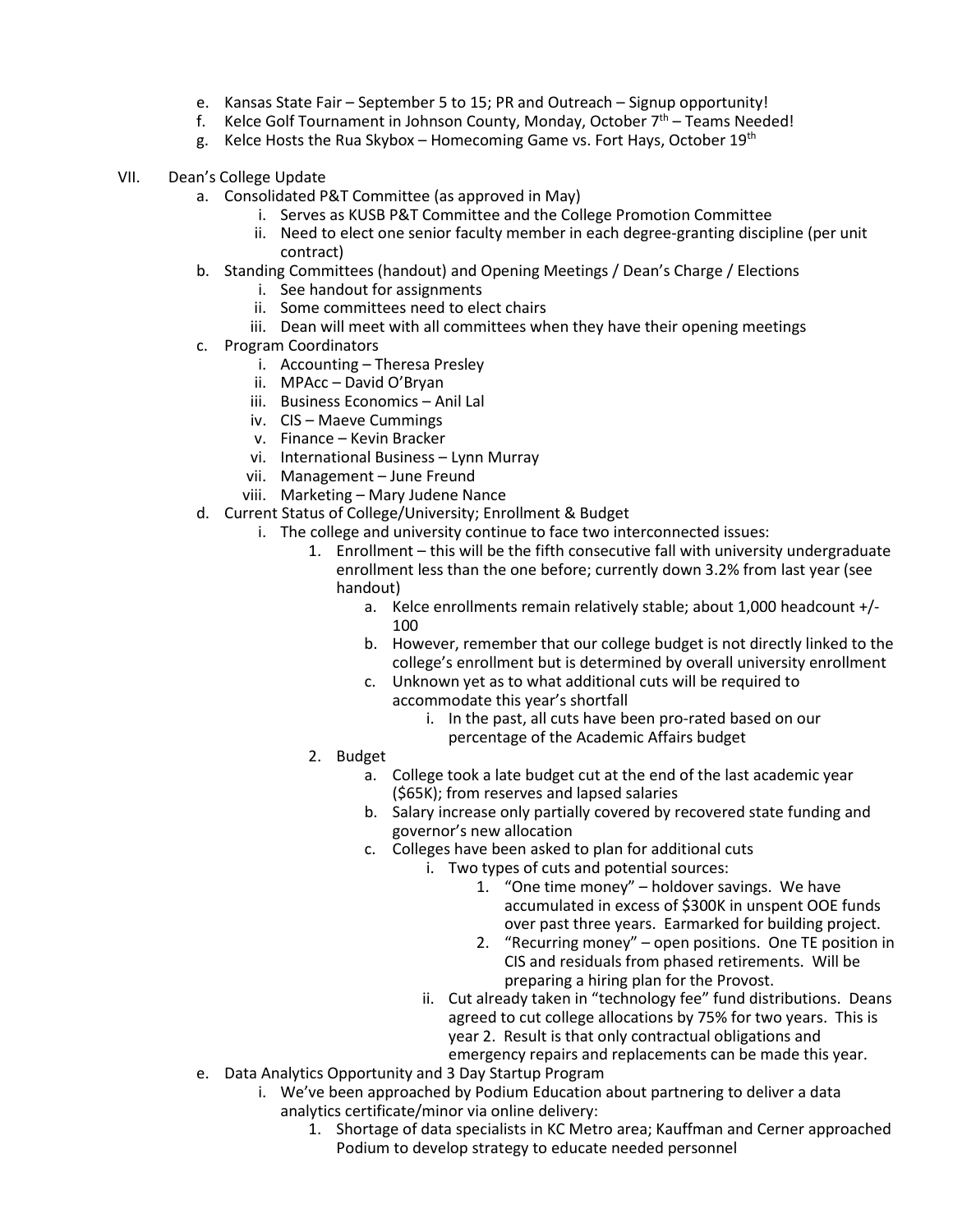e. Kansas State Fair – September 5 to 15; PR and Outreach – Signup opportunity!
f. Kelce Golf Tournament in Johnson County, Monday, October 7th – Teams Needed!
g. Kelce Hosts the Rua Skybox – Homecoming Game vs. Fort Hays, October 19th

VII. Dean's College Update

a. Consolidated P&T Committee (as approved in May)
    i. Serves as KUSB P&T Committee and the College Promotion Committee
    ii. Need to elect one senior faculty member in each degree-granting discipline (per unit contract)
b. Standing Committees (handout) and Opening Meetings / Dean's Charge / Elections
    i. See handout for assignments
    ii. Some committees need to elect chairs
    iii. Dean will meet with all committees when they have their opening meetings
c. Program Coordinators
    i. Accounting – Theresa Presley
    ii. MPAcc – David O'Bryan
    iii. Business Economics – Anil Lal
    iv. CIS – Maeve Cummings
    v. Finance – Kevin Bracker
    vi. International Business – Lynn Murray
    vii. Management – June Freund
    viii. Marketing – Mary Judene Nance
d. Current Status of College/University; Enrollment & Budget
    i. The college and university continue to face two interconnected issues:
        1. Enrollment – this will be the fifth consecutive fall with university undergraduate enrollment less than the one before; currently down 3.2% from last year (see handout)
            a. Kelce enrollments remain relatively stable; about 1,000 headcount +/- 100
            b. However, remember that our college budget is not directly linked to the college's enrollment but is determined by overall university enrollment
            c. Unknown yet as to what additional cuts will be required to accommodate this year's shortfall
                i. In the past, all cuts have been pro-rated based on our percentage of the Academic Affairs budget
        2. Budget
            a. College took a late budget cut at the end of the last academic year ($65K); from reserves and lapsed salaries
            b. Salary increase only partially covered by recovered state funding and governor's new allocation
            c. Colleges have been asked to plan for additional cuts
                i. Two types of cuts and potential sources:
                    1. "One time money" – holdover savings. We have accumulated in excess of $300K in unspent OOE funds over past three years. Earmarked for building project.
                    2. "Recurring money" – open positions. One TE position in CIS and residuals from phased retirements. Will be preparing a hiring plan for the Provost.
                ii. Cut already taken in "technology fee" fund distributions. Deans agreed to cut college allocations by 75% for two years. This is year 2. Result is that only contractual obligations and emergency repairs and replacements can be made this year.
e. Data Analytics Opportunity and 3 Day Startup Program
    i. We've been approached by Podium Education about partnering to deliver a data analytics certificate/minor via online delivery:
        1. Shortage of data specialists in KC Metro area; Kauffman and Cerner approached Podium to develop strategy to educate needed personnel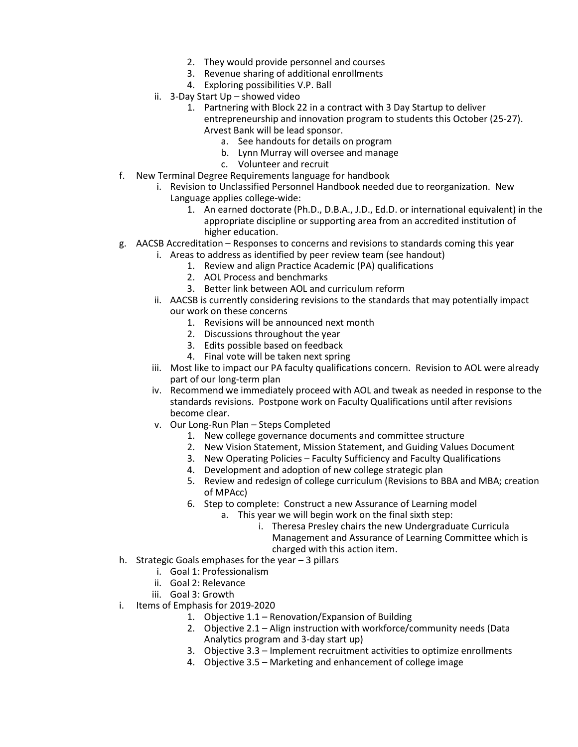2. They would provide personnel and courses
      3. Revenue sharing of additional enrollments
      4. Exploring possibilities V.P. Ball
   ii. 3-Day Start Up – showed video
      1. Partnering with Block 22 in a contract with 3 Day Startup to deliver entrepreneurship and innovation program to students this October (25-27). Arvest Bank will be lead sponsor.
         a. See handouts for details on program
         b. Lynn Murray will oversee and manage
         c. Volunteer and recruit

f. New Terminal Degree Requirements language for handbook
   i. Revision to Unclassified Personnel Handbook needed due to reorganization. New Language applies college-wide:
      1. An earned doctorate (Ph.D., D.B.A., J.D., Ed.D. or international equivalent) in the appropriate discipline or supporting area from an accredited institution of higher education.

g. AACSB Accreditation – Responses to concerns and revisions to standards coming this year
   i. Areas to address as identified by peer review team (see handout)
      1. Review and align Practice Academic (PA) qualifications
      2. AOL Process and benchmarks
      3. Better link between AOL and curriculum reform
   ii. AACSB is currently considering revisions to the standards that may potentially impact our work on these concerns
      1. Revisions will be announced next month
      2. Discussions throughout the year
      3. Edits possible based on feedback
      4. Final vote will be taken next spring
   iii. Most like to impact our PA faculty qualifications concern. Revision to AOL were already part of our long-term plan
   iv. Recommend we immediately proceed with AOL and tweak as needed in response to the standards revisions. Postpone work on Faculty Qualifications until after revisions become clear.
   v. Our Long-Run Plan – Steps Completed
      1. New college governance documents and committee structure
      2. New Vision Statement, Mission Statement, and Guiding Values Document
      3. New Operating Policies – Faculty Sufficiency and Faculty Qualifications
      4. Development and adoption of new college strategic plan
      5. Review and redesign of college curriculum (Revisions to BBA and MBA; creation of MPAcc)
      6. Step to complete: Construct a new Assurance of Learning model
         a. This year we will begin work on the final sixth step:
            i. Theresa Presley chairs the new Undergraduate Curricula Management and Assurance of Learning Committee which is charged with this action item.

h. Strategic Goals emphases for the year – 3 pillars
   i. Goal 1: Professionalism
   ii. Goal 2: Relevance
   iii. Goal 3: Growth

i. Items of Emphasis for 2019-2020
      1. Objective 1.1 – Renovation/Expansion of Building
      2. Objective 2.1 – Align instruction with workforce/community needs (Data Analytics program and 3-day start up)
      3. Objective 3.3 – Implement recruitment activities to optimize enrollments
      4. Objective 3.5 – Marketing and enhancement of college image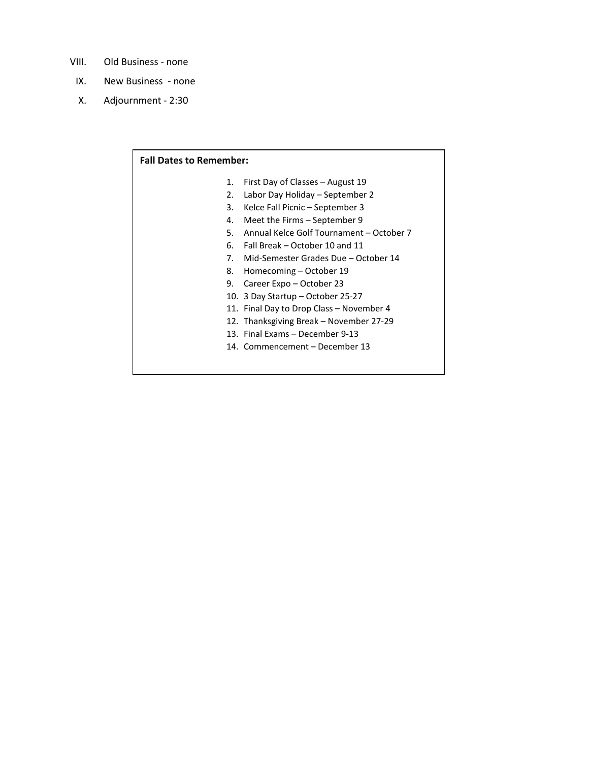VIII. Old Business - none

IX. New Business - none

X. Adjournment - 2:30

**Fall Dates to Remember:**

1. First Day of Classes – August 19
2. Labor Day Holiday – September 2
3. Kelce Fall Picnic – September 3
4. Meet the Firms – September 9
5. Annual Kelce Golf Tournament – October 7
6. Fall Break – October 10 and 11
7. Mid-Semester Grades Due – October 14
8. Homecoming – October 19
9. Career Expo – October 23
10. 3 Day Startup – October 25-27
11. Final Day to Drop Class – November 4
12. Thanksgiving Break – November 27-29
13. Final Exams – December 9-13
14. Commencement – December 13